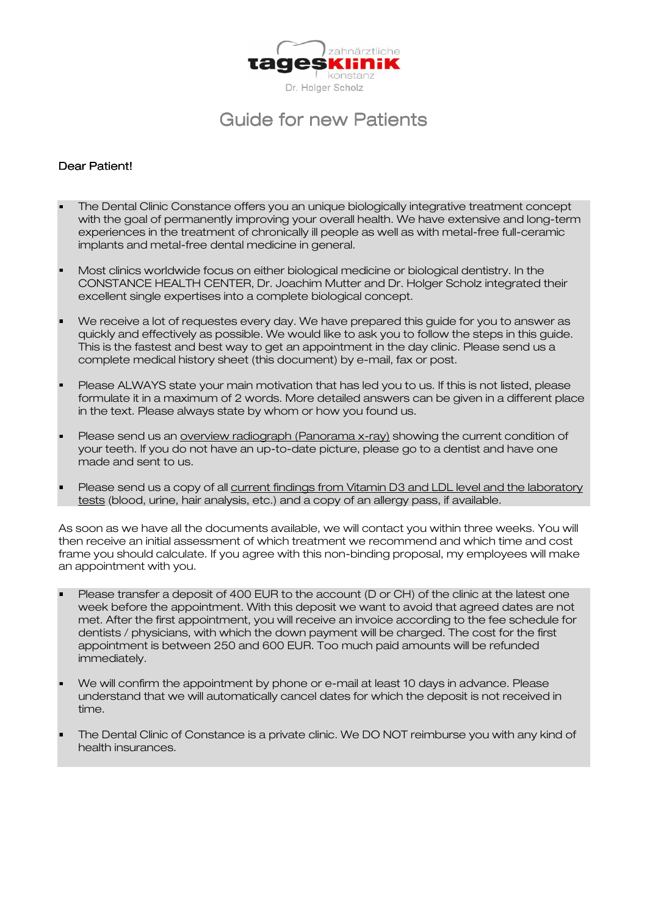zahnärztliche
tagesklinik
konstanz
Dr. Holger Scholz

# Guide for new Patients

Dear Patient!

- The Dental Clinic Constance offers you an unique biologically integrative treatment concept with the goal of permanently improving your overall health. We have extensive and long-term experiences in the treatment of chronically ill people as well as with metal-free full-ceramic implants and metal-free dental medicine in general.
- Most clinics worldwide focus on either biological medicine or biological dentistry. In the CONSTANCE HEALTH CENTER, Dr. Joachim Mutter and Dr. Holger Scholz integrated their excellent single expertises into a complete biological concept.
- We receive a lot of requestes every day. We have prepared this guide for you to answer as quickly and effectively as possible. We would like to ask you to follow the steps in this guide. This is the fastest and best way to get an appointment in the day clinic. Please send us a complete medical history sheet (this document) by e-mail, fax or post.
- Please ALWAYS state your main motivation that has led you to us. If this is not listed, please formulate it in a maximum of 2 words. More detailed answers can be given in a different place in the text. Please always state by whom or how you found us.
- Please send us an overview radiograph (Panorama x-ray) showing the current condition of your teeth. If you do not have an up-to-date picture, please go to a dentist and have one made and sent to us.
- Please send us a copy of all current findings from Vitamin D3 and LDL level and the laboratory tests (blood, urine, hair analysis, etc.) and a copy of an allergy pass, if available.

As soon as we have all the documents available, we will contact you within three weeks. You will then receive an initial assessment of which treatment we recommend and which time and cost frame you should calculate. If you agree with this non-binding proposal, my employees will make an appointment with you.

- Please transfer a deposit of 400 EUR to the account (D or CH) of the clinic at the latest one week before the appointment. With this deposit we want to avoid that agreed dates are not met. After the first appointment, you will receive an invoice according to the fee schedule for dentists / physicians, with which the down payment will be charged. The cost for the first appointment is between 250 and 600 EUR. Too much paid amounts will be refunded immediately.
- We will confirm the appointment by phone or e-mail at least 10 days in advance. Please understand that we will automatically cancel dates for which the deposit is not received in time.
- The Dental Clinic of Constance is a private clinic. We DO NOT reimburse you with any kind of health insurances.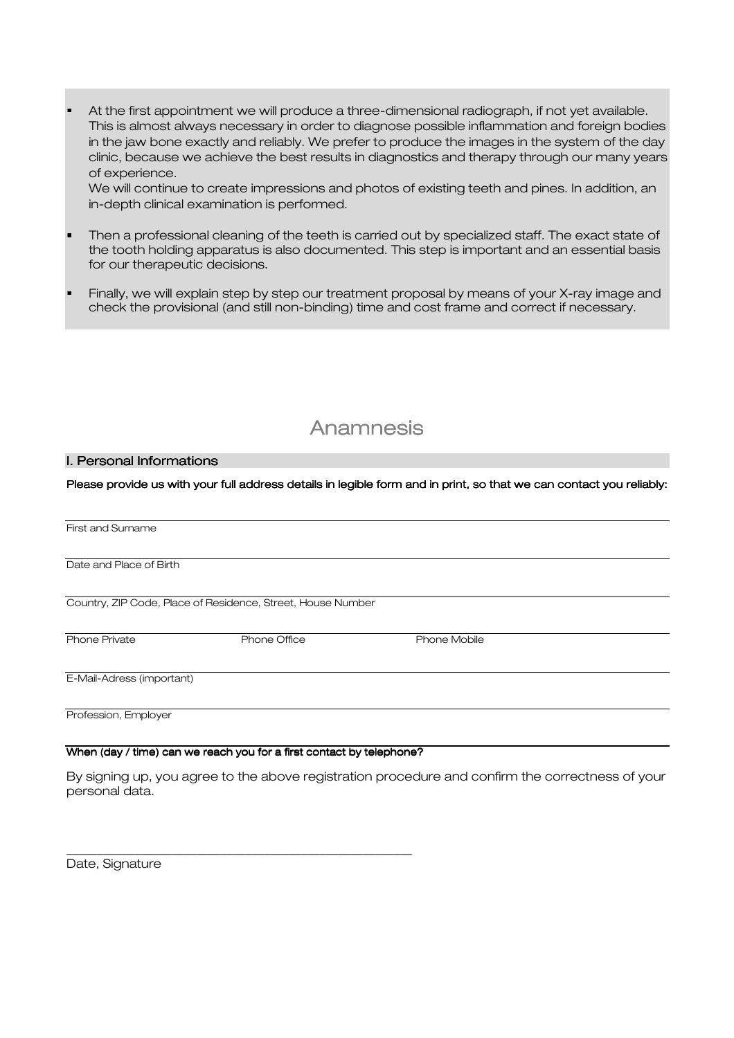- At the first appointment we will produce a three-dimensional radiograph, if not yet available. This is almost always necessary in order to diagnose possible inflammation and foreign bodies in the jaw bone exactly and reliably. We prefer to produce the images in the system of the day clinic, because we achieve the best results in diagnostics and therapy through our many years of experience.
  We will continue to create impressions and photos of existing teeth and pines. In addition, an in-depth clinical examination is performed.
- Then a professional cleaning of the teeth is carried out by specialized staff. The exact state of the tooth holding apparatus is also documented. This step is important and an essential basis for our therapeutic decisions.
- Finally, we will explain step by step our treatment proposal by means of your X-ray image and check the provisional (and still non-binding) time and cost frame and correct if necessary.

# Anamnesis

## I. Personal Informations

**Please provide us with your full address details in legible form and in print, so that we can contact you reliably:**

First and Surname

Date and Place of Birth

Country, ZIP Code, Place of Residence, Street, House Number

Phone Private Phone Office Phone Mobile

E-Mail-Adress (important)

Profession, Employer

**When (day / time) can we reach you for a first contact by telephone?**

By signing up, you agree to the above registration procedure and confirm the correctness of your personal data.

\_\_\_\_\_\_\_\_\_\_\_\_\_\_\_\_\_\_\_\_\_\_\_\_\_\_\_\_\_\_\_\_\_\_\_\_\_\_\_\_\_\_\_\_\_\_\_\_

Date, Signature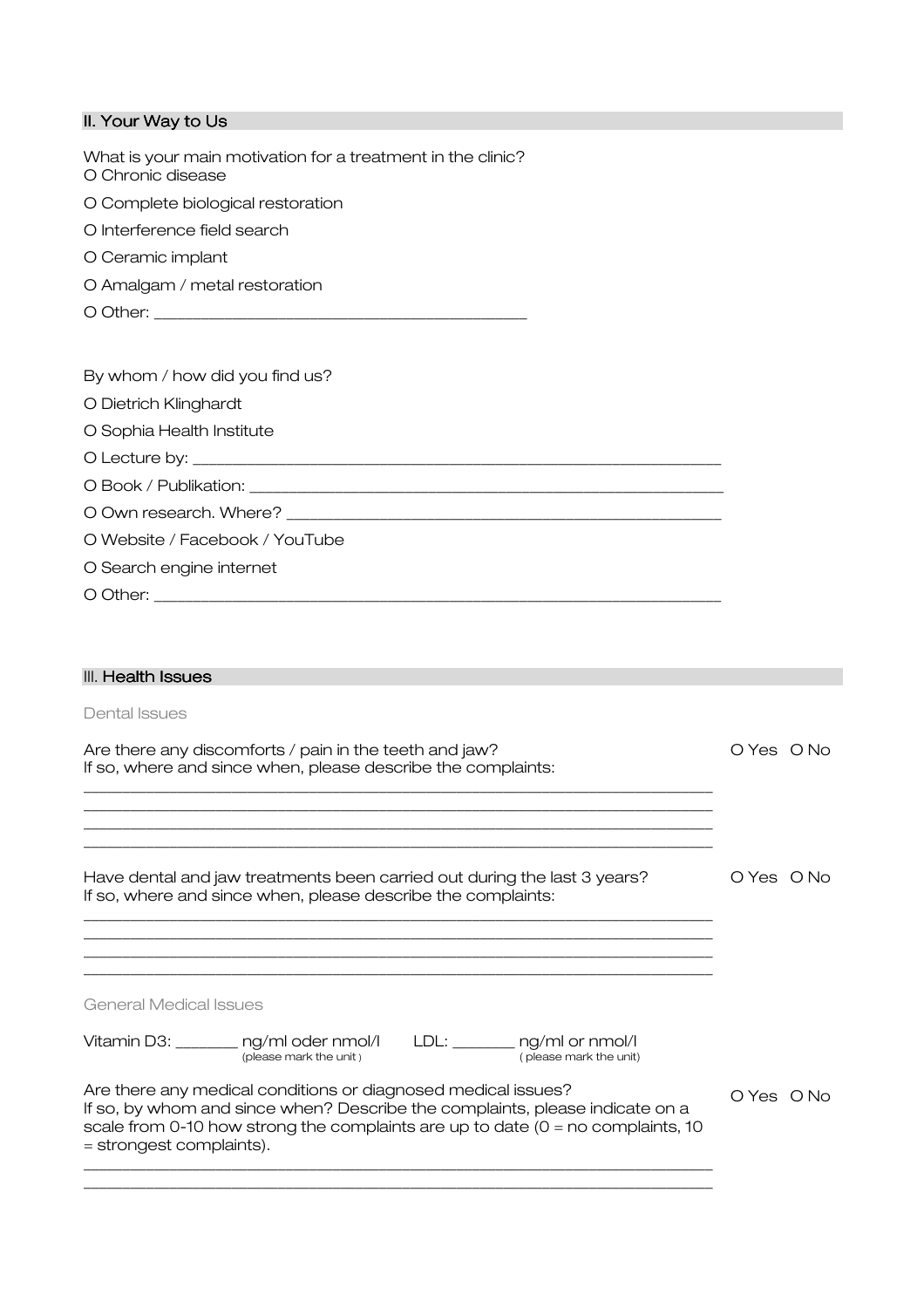## II. Your Way to Us

What is your main motivation for a treatment in the clinic?

O Chronic disease

O Complete biological restoration

O Interference field search

O Ceramic implant

O Amalgam / metal restoration

O Other: ________________________________________

By whom / how did you find us?

O Dietrich Klinghardt

O Sophia Health Institute

O Lecture by: ________________________________________

O Book / Publikation: ________________________________________

O Own research. Where? ________________________________________

O Website / Facebook / YouTube

O Search engine internet

O Other: ________________________________________

## III. Health Issues

### Dental Issues

Are there any discomforts / pain in the teeth and jaw? O Yes O No
If so, where and since when, please describe the complaints:

________________________________________

________________________________________

________________________________________

________________________________________

Have dental and jaw treatments been carried out during the last 3 years? O Yes O No
If so, where and since when, please describe the complaints:

________________________________________

________________________________________

________________________________________

________________________________________

### General Medical Issues

Vitamin D3: _______ ng/ml oder nmol/l (please mark the unit) LDL: _______ ng/ml or nmol/l (please mark the unit)

Are there any medical conditions or diagnosed medical issues? O Yes O No
If so, by whom and since when? Describe the complaints, please indicate on a scale from 0-10 how strong the complaints are up to date (0 = no complaints, 10 = strongest complaints).

________________________________________

________________________________________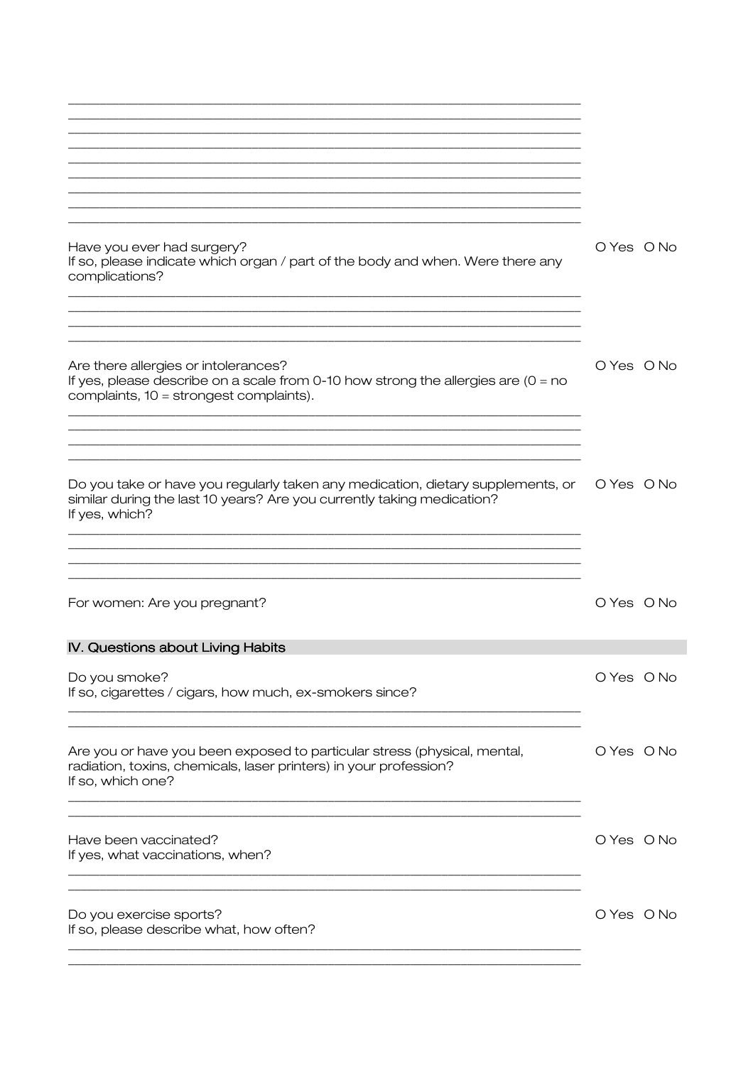\_\_\_\_\_\_\_\_\_\_\_\_\_\_\_\_\_\_\_\_\_\_\_\_\_\_\_\_\_\_\_\_\_\_\_\_\_\_\_\_\_\_\_\_\_\_\_\_\_\_\_\_\_\_\_\_\_\_\_\_\_\_\_\_\_\_\_\_\_\_\_\_\_\_\_\_\_\_
\_\_\_\_\_\_\_\_\_\_\_\_\_\_\_\_\_\_\_\_\_\_\_\_\_\_\_\_\_\_\_\_\_\_\_\_\_\_\_\_\_\_\_\_\_\_\_\_\_\_\_\_\_\_\_\_\_\_\_\_\_\_\_\_\_\_\_\_\_\_\_\_\_\_\_\_\_\_
\_\_\_\_\_\_\_\_\_\_\_\_\_\_\_\_\_\_\_\_\_\_\_\_\_\_\_\_\_\_\_\_\_\_\_\_\_\_\_\_\_\_\_\_\_\_\_\_\_\_\_\_\_\_\_\_\_\_\_\_\_\_\_\_\_\_\_\_\_\_\_\_\_\_\_\_\_\_
\_\_\_\_\_\_\_\_\_\_\_\_\_\_\_\_\_\_\_\_\_\_\_\_\_\_\_\_\_\_\_\_\_\_\_\_\_\_\_\_\_\_\_\_\_\_\_\_\_\_\_\_\_\_\_\_\_\_\_\_\_\_\_\_\_\_\_\_\_\_\_\_\_\_\_\_\_\_

Have you ever had surgery? O Yes O No
If so, please indicate which organ / part of the body and when. Were there any complications?

\_\_\_\_\_\_\_\_\_\_\_\_\_\_\_\_\_\_\_\_\_\_\_\_\_\_\_\_\_\_\_\_\_\_\_\_\_\_\_\_\_\_\_\_\_\_\_\_\_\_\_\_\_\_\_\_\_\_\_\_\_\_\_\_\_\_\_\_\_\_\_\_\_\_\_\_\_\_
\_\_\_\_\_\_\_\_\_\_\_\_\_\_\_\_\_\_\_\_\_\_\_\_\_\_\_\_\_\_\_\_\_\_\_\_\_\_\_\_\_\_\_\_\_\_\_\_\_\_\_\_\_\_\_\_\_\_\_\_\_\_\_\_\_\_\_\_\_\_\_\_\_\_\_\_\_\_

Are there allergies or intolerances? O Yes O No
If yes, please describe on a scale from 0-10 how strong the allergies are (0 = no complaints, 10 = strongest complaints).

\_\_\_\_\_\_\_\_\_\_\_\_\_\_\_\_\_\_\_\_\_\_\_\_\_\_\_\_\_\_\_\_\_\_\_\_\_\_\_\_\_\_\_\_\_\_\_\_\_\_\_\_\_\_\_\_\_\_\_\_\_\_\_\_\_\_\_\_\_\_\_\_\_\_\_\_\_\_
\_\_\_\_\_\_\_\_\_\_\_\_\_\_\_\_\_\_\_\_\_\_\_\_\_\_\_\_\_\_\_\_\_\_\_\_\_\_\_\_\_\_\_\_\_\_\_\_\_\_\_\_\_\_\_\_\_\_\_\_\_\_\_\_\_\_\_\_\_\_\_\_\_\_\_\_\_\_

Do you take or have you regularly taken any medication, dietary supplements, or similar during the last 10 years? Are you currently taking medication? O Yes O No
If yes, which?

\_\_\_\_\_\_\_\_\_\_\_\_\_\_\_\_\_\_\_\_\_\_\_\_\_\_\_\_\_\_\_\_\_\_\_\_\_\_\_\_\_\_\_\_\_\_\_\_\_\_\_\_\_\_\_\_\_\_\_\_\_\_\_\_\_\_\_\_\_\_\_\_\_\_\_\_\_\_
\_\_\_\_\_\_\_\_\_\_\_\_\_\_\_\_\_\_\_\_\_\_\_\_\_\_\_\_\_\_\_\_\_\_\_\_\_\_\_\_\_\_\_\_\_\_\_\_\_\_\_\_\_\_\_\_\_\_\_\_\_\_\_\_\_\_\_\_\_\_\_\_\_\_\_\_\_\_

For women: Are you pregnant? O Yes O No

## IV. Questions about Living Habits

Do you smoke? O Yes O No
If so, cigarettes / cigars, how much, ex-smokers since?

\_\_\_\_\_\_\_\_\_\_\_\_\_\_\_\_\_\_\_\_\_\_\_\_\_\_\_\_\_\_\_\_\_\_\_\_\_\_\_\_\_\_\_\_\_\_\_\_\_\_\_\_\_\_\_\_\_\_\_\_\_\_\_\_\_\_\_\_\_\_\_\_\_\_\_\_\_\_
\_\_\_\_\_\_\_\_\_\_\_\_\_\_\_\_\_\_\_\_\_\_\_\_\_\_\_\_\_\_\_\_\_\_\_\_\_\_\_\_\_\_\_\_\_\_\_\_\_\_\_\_\_\_\_\_\_\_\_\_\_\_\_\_\_\_\_\_\_\_\_\_\_\_\_\_\_\_

Are you or have you been exposed to particular stress (physical, mental, radiation, toxins, chemicals, laser printers) in your profession? O Yes O No
If so, which one?

\_\_\_\_\_\_\_\_\_\_\_\_\_\_\_\_\_\_\_\_\_\_\_\_\_\_\_\_\_\_\_\_\_\_\_\_\_\_\_\_\_\_\_\_\_\_\_\_\_\_\_\_\_\_\_\_\_\_\_\_\_\_\_\_\_\_\_\_\_\_\_\_\_\_\_\_\_\_
\_\_\_\_\_\_\_\_\_\_\_\_\_\_\_\_\_\_\_\_\_\_\_\_\_\_\_\_\_\_\_\_\_\_\_\_\_\_\_\_\_\_\_\_\_\_\_\_\_\_\_\_\_\_\_\_\_\_\_\_\_\_\_\_\_\_\_\_\_\_\_\_\_\_\_\_\_\_

Have been vaccinated? O Yes O No
If yes, what vaccinations, when?

\_\_\_\_\_\_\_\_\_\_\_\_\_\_\_\_\_\_\_\_\_\_\_\_\_\_\_\_\_\_\_\_\_\_\_\_\_\_\_\_\_\_\_\_\_\_\_\_\_\_\_\_\_\_\_\_\_\_\_\_\_\_\_\_\_\_\_\_\_\_\_\_\_\_\_\_\_\_
\_\_\_\_\_\_\_\_\_\_\_\_\_\_\_\_\_\_\_\_\_\_\_\_\_\_\_\_\_\_\_\_\_\_\_\_\_\_\_\_\_\_\_\_\_\_\_\_\_\_\_\_\_\_\_\_\_\_\_\_\_\_\_\_\_\_\_\_\_\_\_\_\_\_\_\_\_\_

Do you exercise sports? O Yes O No
If so, please describe what, how often?

\_\_\_\_\_\_\_\_\_\_\_\_\_\_\_\_\_\_\_\_\_\_\_\_\_\_\_\_\_\_\_\_\_\_\_\_\_\_\_\_\_\_\_\_\_\_\_\_\_\_\_\_\_\_\_\_\_\_\_\_\_\_\_\_\_\_\_\_\_\_\_\_\_\_\_\_\_\_
\_\_\_\_\_\_\_\_\_\_\_\_\_\_\_\_\_\_\_\_\_\_\_\_\_\_\_\_\_\_\_\_\_\_\_\_\_\_\_\_\_\_\_\_\_\_\_\_\_\_\_\_\_\_\_\_\_\_\_\_\_\_\_\_\_\_\_\_\_\_\_\_\_\_\_\_\_\_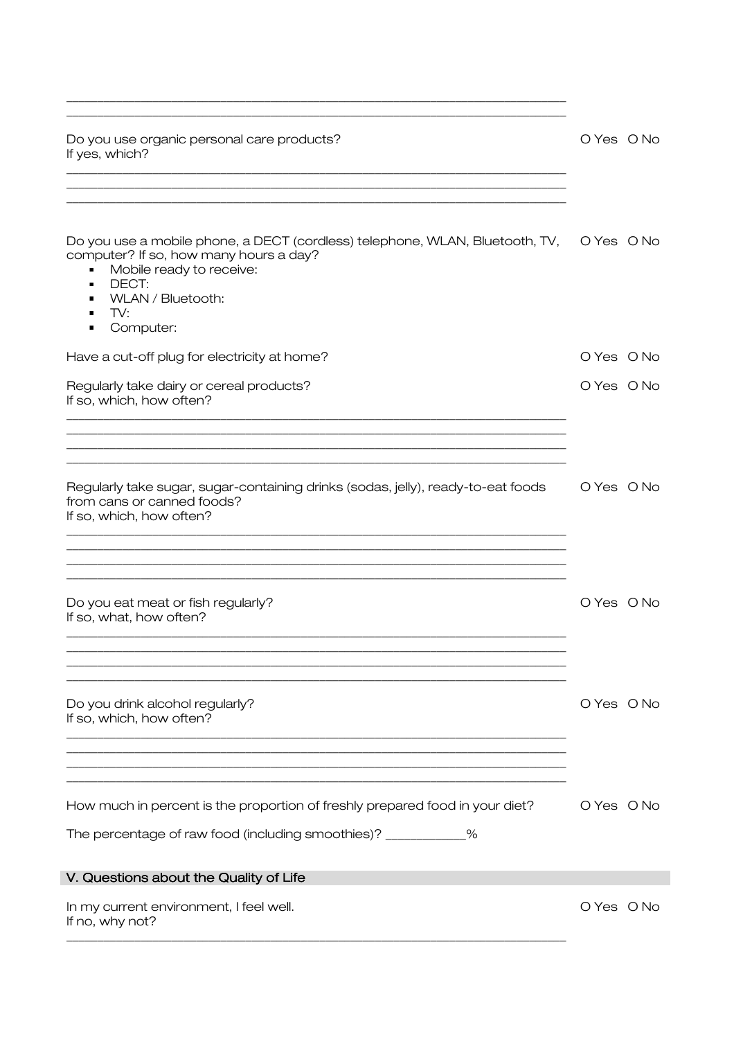\_\_\_\_\_\_\_\_\_\_\_\_\_\_\_\_\_\_\_\_\_\_\_\_\_\_\_\_\_\_\_\_\_\_\_\_\_\_\_\_\_\_\_\_\_\_\_\_\_\_\_\_\_\_\_\_\_\_\_\_\_\_\_\_\_\_\_\_\_\_\_\_
\_\_\_\_\_\_\_\_\_\_\_\_\_\_\_\_\_\_\_\_\_\_\_\_\_\_\_\_\_\_\_\_\_\_\_\_\_\_\_\_\_\_\_\_\_\_\_\_\_\_\_\_\_\_\_\_\_\_\_\_\_\_\_\_\_\_\_\_\_\_\_\_

Do you use organic personal care products? O Yes O No
If yes, which?

\_\_\_\_\_\_\_\_\_\_\_\_\_\_\_\_\_\_\_\_\_\_\_\_\_\_\_\_\_\_\_\_\_\_\_\_\_\_\_\_\_\_\_\_\_\_\_\_\_\_\_\_\_\_\_\_\_\_\_\_\_\_\_\_\_\_\_\_\_\_\_\_
\_\_\_\_\_\_\_\_\_\_\_\_\_\_\_\_\_\_\_\_\_\_\_\_\_\_\_\_\_\_\_\_\_\_\_\_\_\_\_\_\_\_\_\_\_\_\_\_\_\_\_\_\_\_\_\_\_\_\_\_\_\_\_\_\_\_\_\_\_\_\_\_
\_\_\_\_\_\_\_\_\_\_\_\_\_\_\_\_\_\_\_\_\_\_\_\_\_\_\_\_\_\_\_\_\_\_\_\_\_\_\_\_\_\_\_\_\_\_\_\_\_\_\_\_\_\_\_\_\_\_\_\_\_\_\_\_\_\_\_\_\_\_\_\_

Do you use a mobile phone, a DECT (cordless) telephone, WLAN, Bluetooth, TV, computer? If so, how many hours a day? O Yes O No

- Mobile ready to receive:
- DECT:
- WLAN / Bluetooth:
- TV:
- Computer:

Have a cut-off plug for electricity at home? O Yes O No

Regularly take dairy or cereal products? O Yes O No
If so, which, how often?

\_\_\_\_\_\_\_\_\_\_\_\_\_\_\_\_\_\_\_\_\_\_\_\_\_\_\_\_\_\_\_\_\_\_\_\_\_\_\_\_\_\_\_\_\_\_\_\_\_\_\_\_\_\_\_\_\_\_\_\_\_\_\_\_\_\_\_\_\_\_\_\_
\_\_\_\_\_\_\_\_\_\_\_\_\_\_\_\_\_\_\_\_\_\_\_\_\_\_\_\_\_\_\_\_\_\_\_\_\_\_\_\_\_\_\_\_\_\_\_\_\_\_\_\_\_\_\_\_\_\_\_\_\_\_\_\_\_\_\_\_\_\_\_\_
\_\_\_\_\_\_\_\_\_\_\_\_\_\_\_\_\_\_\_\_\_\_\_\_\_\_\_\_\_\_\_\_\_\_\_\_\_\_\_\_\_\_\_\_\_\_\_\_\_\_\_\_\_\_\_\_\_\_\_\_\_\_\_\_\_\_\_\_\_\_\_\_
\_\_\_\_\_\_\_\_\_\_\_\_\_\_\_\_\_\_\_\_\_\_\_\_\_\_\_\_\_\_\_\_\_\_\_\_\_\_\_\_\_\_\_\_\_\_\_\_\_\_\_\_\_\_\_\_\_\_\_\_\_\_\_\_\_\_\_\_\_\_\_\_

Regularly take sugar, sugar-containing drinks (sodas, jelly), ready-to-eat foods from cans or canned foods? O Yes O No
If so, which, how often?

\_\_\_\_\_\_\_\_\_\_\_\_\_\_\_\_\_\_\_\_\_\_\_\_\_\_\_\_\_\_\_\_\_\_\_\_\_\_\_\_\_\_\_\_\_\_\_\_\_\_\_\_\_\_\_\_\_\_\_\_\_\_\_\_\_\_\_\_\_\_\_\_
\_\_\_\_\_\_\_\_\_\_\_\_\_\_\_\_\_\_\_\_\_\_\_\_\_\_\_\_\_\_\_\_\_\_\_\_\_\_\_\_\_\_\_\_\_\_\_\_\_\_\_\_\_\_\_\_\_\_\_\_\_\_\_\_\_\_\_\_\_\_\_\_
\_\_\_\_\_\_\_\_\_\_\_\_\_\_\_\_\_\_\_\_\_\_\_\_\_\_\_\_\_\_\_\_\_\_\_\_\_\_\_\_\_\_\_\_\_\_\_\_\_\_\_\_\_\_\_\_\_\_\_\_\_\_\_\_\_\_\_\_\_\_\_\_
\_\_\_\_\_\_\_\_\_\_\_\_\_\_\_\_\_\_\_\_\_\_\_\_\_\_\_\_\_\_\_\_\_\_\_\_\_\_\_\_\_\_\_\_\_\_\_\_\_\_\_\_\_\_\_\_\_\_\_\_\_\_\_\_\_\_\_\_\_\_\_\_

Do you eat meat or fish regularly? O Yes O No
If so, what, how often?

\_\_\_\_\_\_\_\_\_\_\_\_\_\_\_\_\_\_\_\_\_\_\_\_\_\_\_\_\_\_\_\_\_\_\_\_\_\_\_\_\_\_\_\_\_\_\_\_\_\_\_\_\_\_\_\_\_\_\_\_\_\_\_\_\_\_\_\_\_\_\_\_
\_\_\_\_\_\_\_\_\_\_\_\_\_\_\_\_\_\_\_\_\_\_\_\_\_\_\_\_\_\_\_\_\_\_\_\_\_\_\_\_\_\_\_\_\_\_\_\_\_\_\_\_\_\_\_\_\_\_\_\_\_\_\_\_\_\_\_\_\_\_\_\_
\_\_\_\_\_\_\_\_\_\_\_\_\_\_\_\_\_\_\_\_\_\_\_\_\_\_\_\_\_\_\_\_\_\_\_\_\_\_\_\_\_\_\_\_\_\_\_\_\_\_\_\_\_\_\_\_\_\_\_\_\_\_\_\_\_\_\_\_\_\_\_\_
\_\_\_\_\_\_\_\_\_\_\_\_\_\_\_\_\_\_\_\_\_\_\_\_\_\_\_\_\_\_\_\_\_\_\_\_\_\_\_\_\_\_\_\_\_\_\_\_\_\_\_\_\_\_\_\_\_\_\_\_\_\_\_\_\_\_\_\_\_\_\_\_

Do you drink alcohol regularly? O Yes O No
If so, which, how often?

\_\_\_\_\_\_\_\_\_\_\_\_\_\_\_\_\_\_\_\_\_\_\_\_\_\_\_\_\_\_\_\_\_\_\_\_\_\_\_\_\_\_\_\_\_\_\_\_\_\_\_\_\_\_\_\_\_\_\_\_\_\_\_\_\_\_\_\_\_\_\_\_
\_\_\_\_\_\_\_\_\_\_\_\_\_\_\_\_\_\_\_\_\_\_\_\_\_\_\_\_\_\_\_\_\_\_\_\_\_\_\_\_\_\_\_\_\_\_\_\_\_\_\_\_\_\_\_\_\_\_\_\_\_\_\_\_\_\_\_\_\_\_\_\_
\_\_\_\_\_\_\_\_\_\_\_\_\_\_\_\_\_\_\_\_\_\_\_\_\_\_\_\_\_\_\_\_\_\_\_\_\_\_\_\_\_\_\_\_\_\_\_\_\_\_\_\_\_\_\_\_\_\_\_\_\_\_\_\_\_\_\_\_\_\_\_\_
\_\_\_\_\_\_\_\_\_\_\_\_\_\_\_\_\_\_\_\_\_\_\_\_\_\_\_\_\_\_\_\_\_\_\_\_\_\_\_\_\_\_\_\_\_\_\_\_\_\_\_\_\_\_\_\_\_\_\_\_\_\_\_\_\_\_\_\_\_\_\_\_

How much in percent is the proportion of freshly prepared food in your diet? O Yes O No

The percentage of raw food (including smoothies)? \_\_\_\_\_\_\_\_\_\_\_%

## V. Questions about the Quality of Life

In my current environment, I feel well. O Yes O No
If no, why not?

\_\_\_\_\_\_\_\_\_\_\_\_\_\_\_\_\_\_\_\_\_\_\_\_\_\_\_\_\_\_\_\_\_\_\_\_\_\_\_\_\_\_\_\_\_\_\_\_\_\_\_\_\_\_\_\_\_\_\_\_\_\_\_\_\_\_\_\_\_\_\_\_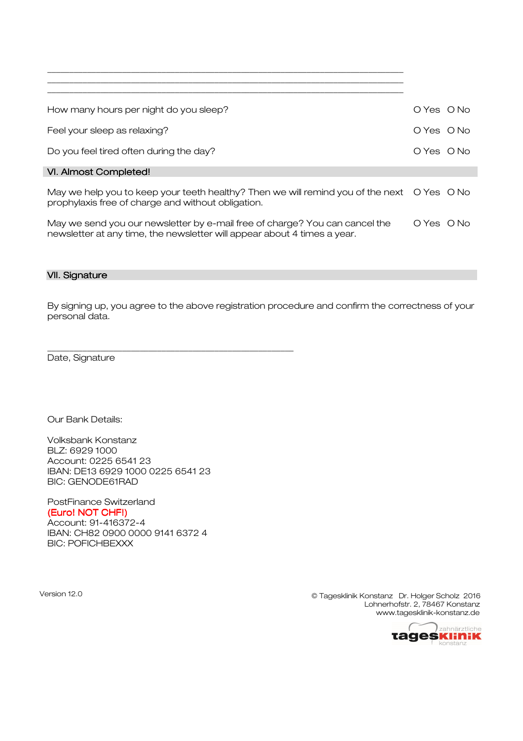\_\_\_\_\_\_\_\_\_\_\_\_\_\_\_\_\_\_\_\_\_\_\_\_\_\_\_\_\_\_\_\_\_\_\_\_\_\_\_\_\_\_\_\_\_\_\_\_\_\_\_\_\_\_\_\_\_\_\_\_\_\_\_\_
\_\_\_\_\_\_\_\_\_\_\_\_\_\_\_\_\_\_\_\_\_\_\_\_\_\_\_\_\_\_\_\_\_\_\_\_\_\_\_\_\_\_\_\_\_\_\_\_\_\_\_\_\_\_\_\_\_\_\_\_\_\_\_\_
\_\_\_\_\_\_\_\_\_\_\_\_\_\_\_\_\_\_\_\_\_\_\_\_\_\_\_\_\_\_\_\_\_\_\_\_\_\_\_\_\_\_\_\_\_\_\_\_\_\_\_\_\_\_\_\_\_\_\_\_\_\_\_\_

How many hours per night do you sleep? O Yes O No

Feel your sleep as relaxing? O Yes O No

Do you feel tired often during the day? O Yes O No

## VI. Almost Completed!

May we help you to keep your teeth healthy? Then we will remind you of the next prophylaxis free of charge and without obligation. O Yes O No

May we send you our newsletter by e-mail free of charge? You can cancel the newsletter at any time, the newsletter will appear about 4 times a year. O Yes O No

## VII. Signature

By signing up, you agree to the above registration procedure and confirm the correctness of your personal data.

\_\_\_\_\_\_\_\_\_\_\_\_\_\_\_\_\_\_\_\_\_\_\_\_\_\_\_\_\_\_\_\_\_\_\_\_\_\_\_\_\_\_\_\_
Date, Signature

Our Bank Details:

Volksbank Konstanz
BLZ: 6929 1000
Account: 0225 6541 23
IBAN: DE13 6929 1000 0225 6541 23
BIC: GENODE61RAD

PostFinance Switzerland
(Euro! NOT CHF!)
Account: 91-416372-4
IBAN: CH82 0900 0000 9141 6372 4
BIC: POFICHBEXXX

Version 12.0

© Tagesklinik Konstanz Dr. Holger Scholz 2016
Lohnerhofstr. 2, 78467 Konstanz
www.tagesklinik-konstanz.de

zahnärztliche tagesklinik konstanz